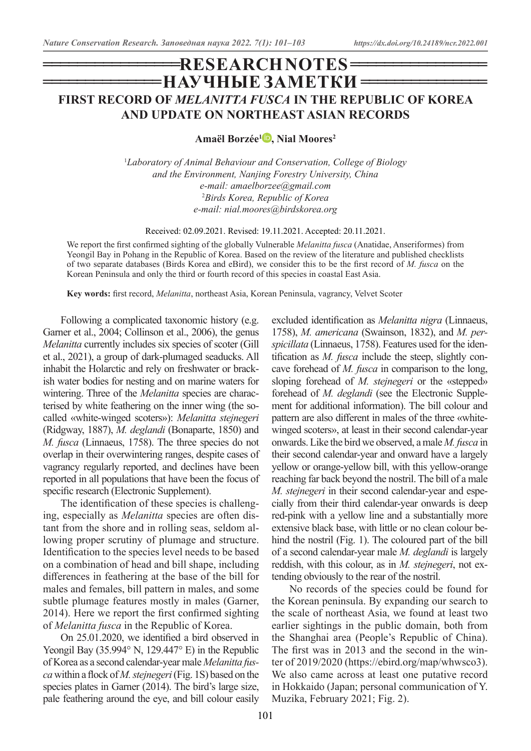# RESEARCH NOTES

# НАУЧНЫЕ ЗАМЕТКИ

## FIRST RECORD OF *MELANITTA FUSCA* IN THE REPUBLIC OF KOREA AND UPDATE ON NORTHEAST ASIAN RECORDS

**Amaël Borzée[1], Nial Moores[2]**

[1]*Laboratory of Animal Behaviour and Conservation, College of Biology and the Environment, Nanjing Forestry University, China*
*e-mail: amaelborzee@gmail.com*
[2]*Birds Korea, Republic of Korea*
*e-mail: nial.moores@birdskorea.org*

Received: 02.09.2021. Revised: 19.11.2021. Accepted: 20.11.2021.

We report the first confirmed sighting of the globally Vulnerable *Melanitta fusca* (Anatidae, Anseriformes) from Yeongil Bay in Pohang in the Republic of Korea. Based on the review of the literature and published checklists of two separate databases (Birds Korea and eBird), we consider this to be the first record of *M. fusca* on the Korean Peninsula and only the third or fourth record of this species in coastal East Asia.

**Key words:** first record, *Melanitta*, northeast Asia, Korean Peninsula, vagrancy, Velvet Scoter

Following a complicated taxonomic history (e.g. Garner et al., 2004; Collinson et al., 2006), the genus *Melanitta* currently includes six species of scoter (Gill et al., 2021), a group of dark-plumaged seaducks. All inhabit the Holarctic and rely on freshwater or brackish water bodies for nesting and on marine waters for wintering. Three of the *Melanitta* species are characterised by white feathering on the inner wing (the so-called «white-winged scoters»): *Melanitta stejnegeri* (Ridgway, 1887), *M. deglandi* (Bonaparte, 1850) and *M. fusca* (Linnaeus, 1758). The three species do not overlap in their overwintering ranges, despite cases of vagrancy regularly reported, and declines have been reported in all populations that have been the focus of specific research (Electronic Supplement).

The identification of these species is challenging, especially as *Melanitta* species are often distant from the shore and in rolling seas, seldom allowing proper scrutiny of plumage and structure. Identification to the species level needs to be based on a combination of head and bill shape, including differences in feathering at the base of the bill for males and females, bill pattern in males, and some subtle plumage features mostly in males (Garner, 2014). Here we report the first confirmed sighting of *Melanitta fusca* in the Republic of Korea.

On 25.01.2020, we identified a bird observed in Yeongil Bay (35.994° N, 129.447° E) in the Republic of Korea as a second calendar-year male *Melanitta fusca* within a flock of *M. stejnegeri* (Fig. 1S) based on the species plates in Garner (2014). The bird's large size, pale feathering around the eye, and bill colour easily excluded identification as *Melanitta nigra* (Linnaeus, 1758), *M. americana* (Swainson, 1832), and *M. perspicillata* (Linnaeus, 1758). Features used for the identification as *M. fusca* include the steep, slightly concave forehead of *M. fusca* in comparison to the long, sloping forehead of *M. stejnegeri* or the «stepped» forehead of *M. deglandi* (see the Electronic Supplement for additional information). The bill colour and pattern are also different in males of the three «white-winged scoters», at least in their second calendar-year onwards. Like the bird we observed, a male *M. fusca* in their second calendar-year and onward have a largely yellow or orange-yellow bill, with this yellow-orange reaching far back beyond the nostril. The bill of a male *M. stejnegeri* in their second calendar-year and especially from their third calendar-year onwards is deep red-pink with a yellow line and a substantially more extensive black base, with little or no clean colour behind the nostril (Fig. 1). The coloured part of the bill of a second calendar-year male *M. deglandi* is largely reddish, with this colour, as in *M. stejnegeri*, not extending obviously to the rear of the nostril.

No records of the species could be found for the Korean peninsula. By expanding our search to the scale of northeast Asia, we found at least two earlier sightings in the public domain, both from the Shanghai area (People's Republic of China). The first was in 2013 and the second in the winter of 2019/2020 (https://ebird.org/map/whwsco3). We also came across at least one putative record in Hokkaido (Japan; personal communication of Y. Muzika, February 2021; Fig. 2).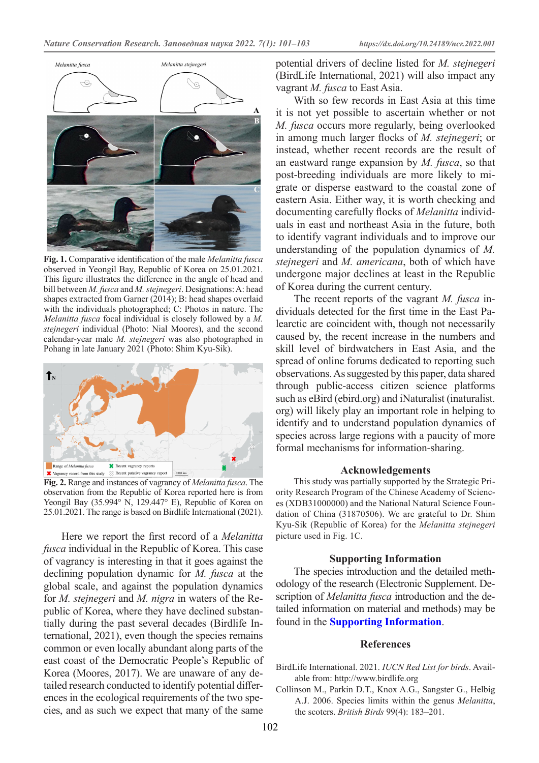Fig. 1. Comparative identification of the male *Melanitta fusca* observed in Yeongil Bay, Republic of Korea on 25.01.2021. This figure illustrates the difference in the angle of head and bill between *M. fusca* and *M. stejnegeri*. Designations: A: head shapes extracted from Garner (2014); B: head shapes overlaid with the individuals photographed; C: Photos in nature. The *Melanitta fusca* focal individual is closely followed by a *M. stejnegeri* individual (Photo: Nial Moores), and the second calendar-year male *M. stejnegeri* was also photographed in Pohang in late January 2021 (Photo: Shim Kyu-Sik).

Fig. 2. Range and instances of vagrancy of *Melanitta fusca*. The observation from the Republic of Korea reported here is from Yeongil Bay (35.994° N, 129.447° E), Republic of Korea on 25.01.2021. The range is based on Birdlife International (2021).

Here we report the first record of a *Melanitta fusca* individual in the Republic of Korea. This case of vagrancy is interesting in that it goes against the declining population dynamic for *M. fusca* at the global scale, and against the population dynamics for *M. stejnegeri* and *M. nigra* in waters of the Republic of Korea, where they have declined substantially during the past several decades (Birdlife International, 2021), even though the species remains common or even locally abundant along parts of the east coast of the Democratic People's Republic of Korea (Moores, 2017). We are unaware of any detailed research conducted to identify potential differences in the ecological requirements of the two species, and as such we expect that many of the same potential drivers of decline listed for *M. stejnegeri* (BirdLife International, 2021) will also impact any vagrant *M. fusca* to East Asia.

With so few records in East Asia at this time it is not yet possible to ascertain whether or not *M. fusca* occurs more regularly, being overlooked in among much larger flocks of *M. stejnegeri*; or instead, whether recent records are the result of an eastward range expansion by *M. fusca*, so that post-breeding individuals are more likely to migrate or disperse eastward to the coastal zone of eastern Asia. Either way, it is worth checking and documenting carefully flocks of *Melanitta* individuals in east and northeast Asia in the future, both to identify vagrant individuals and to improve our understanding of the population dynamics of *M. stejnegeri* and *M. americana*, both of which have undergone major declines at least in the Republic of Korea during the current century.

The recent reports of the vagrant *M. fusca* individuals detected for the first time in the East Palearctic are coincident with, though not necessarily caused by, the recent increase in the numbers and skill level of birdwatchers in East Asia, and the spread of online forums dedicated to reporting such observations. As suggested by this paper, data shared through public-access citizen science platforms such as eBird (ebird.org) and iNaturalist (inaturalist.org) will likely play an important role in helping to identify and to understand population dynamics of species across large regions with a paucity of more formal mechanisms for information-sharing.

## Acknowledgements

This study was partially supported by the Strategic Priority Research Program of the Chinese Academy of Sciences (XDB31000000) and the National Natural Science Foundation of China (31870506). We are grateful to Dr. Shim Kyu-Sik (Republic of Korea) for the *Melanitta stejnegeri* picture used in Fig. 1C.

## Supporting Information

The species introduction and the detailed methodology of the research (Electronic Supplement. Description of *Melanitta fusca* introduction and the detailed information on material and methods) may be found in the **Supporting Information**.

## References

BirdLife International. 2021. *IUCN Red List for birds*. Available from: http://www.birdlife.org

Collinson M., Parkin D.T., Knox A.G., Sangster G., Helbig A.J. 2006. Species limits within the genus *Melanitta*, the scoters. *British Birds* 99(4): 183–201.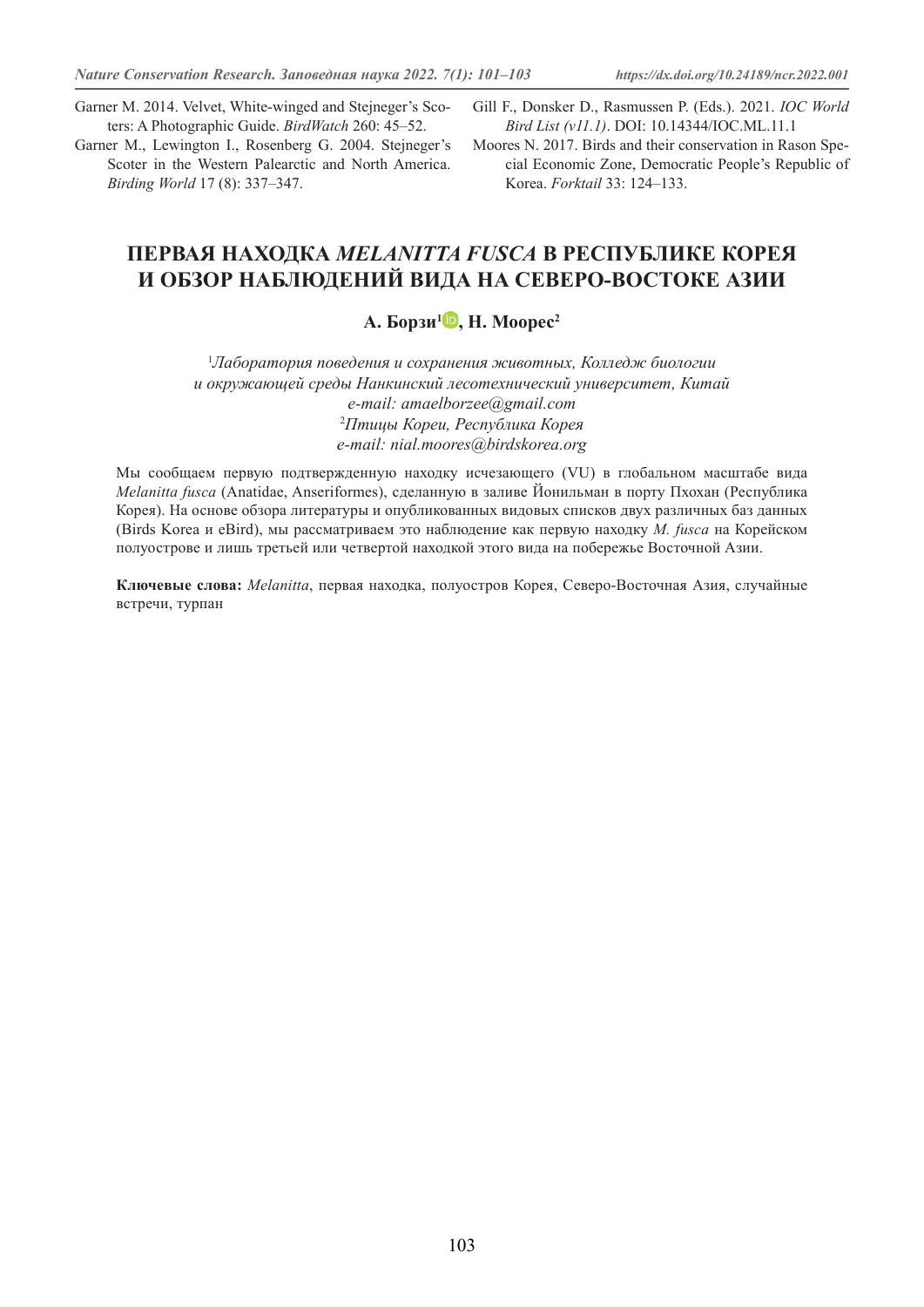Garner M. 2014. Velvet, White-winged and Stejneger's Scoters: A Photographic Guide. *BirdWatch* 260: 45–52.

Garner M., Lewington I., Rosenberg G. 2004. Stejneger's Scoter in the Western Palearctic and North America. *Birding World* 17 (8): 337–347.

Gill F., Donsker D., Rasmussen P. (Eds.). 2021. *IOC World Bird List (v11.1)*. DOI: 10.14344/IOC.ML.11.1

Moores N. 2017. Birds and their conservation in Rason Special Economic Zone, Democratic People's Republic of Korea. *Forktail* 33: 124–133.

# ПЕРВАЯ НАХОДКА *MELANITTA FUSCA* В РЕСПУБЛИКЕ КОРЕЯ И ОБЗОР НАБЛЮДЕНИЙ ВИДА НА СЕВЕРО-ВОСТОКЕ АЗИИ

**А. Борзи[1], Н. Моорес[2]**

[1]*Лаборатория поведения и сохранения животных, Колледж биологии и окружающей среды Нанкинский лесотехнический университет, Китай*
*e-mail: amaelborzee@gmail.com*
[2]*Птицы Кореи, Республика Корея*
*e-mail: nial.moores@birdskorea.org*

Мы сообщаем первую подтвержденную находку исчезающего (VU) в глобальном масштабе вида *Melanitta fusca* (Anatidae, Anseriformes), сделанную в заливе Йонильман в порту Пхохан (Республика Корея). На основе обзора литературы и опубликованных видовых списков двух различных баз данных (Birds Korea и eBird), мы рассматриваем это наблюдение как первую находку *M. fusca* на Корейском полуострове и лишь третьей или четвертой находкой этого вида на побережье Восточной Азии.

**Ключевые слова:** *Melanitta*, первая находка, полуостров Корея, Северо-Восточная Азия, случайные встречи, турпан